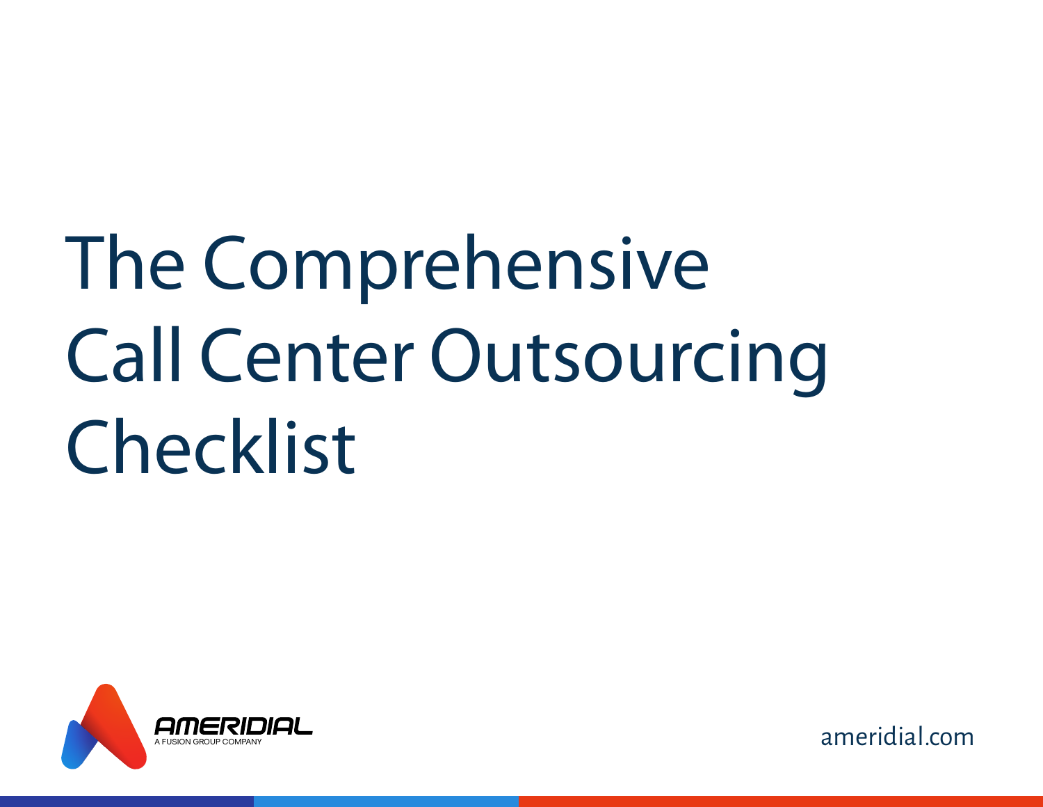# The Comprehensive Call Center Outsourcing Checklist

AMERIDIAL
A FUSION GROUP COMPANY

ameridial.com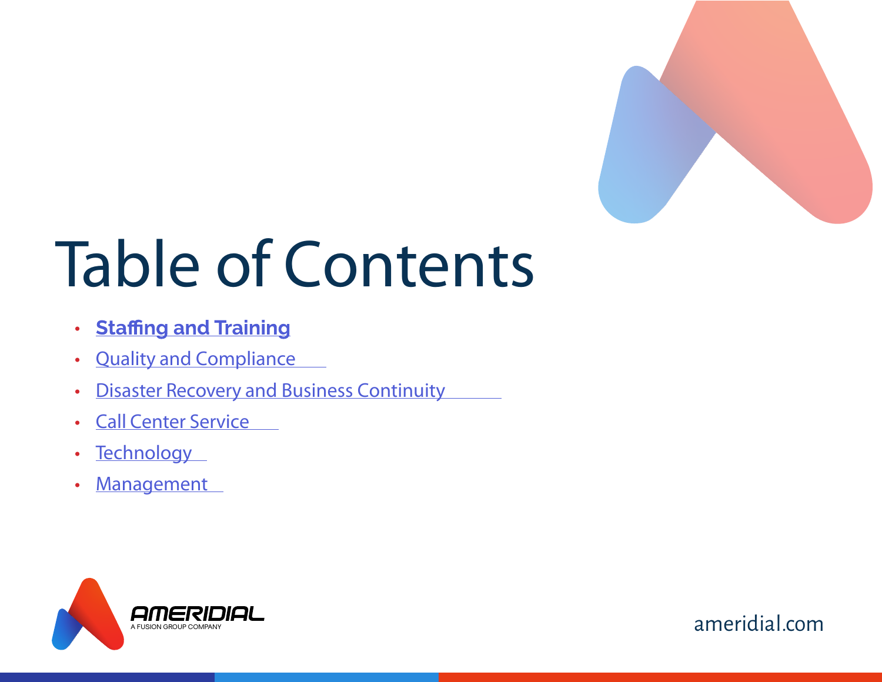# Table of Contents

- **Staffing and Training**
- Quality and Compliance
- Disaster Recovery and Business Continuity
- Call Center Service
- Technology
- Management

AMERIDIAL
A FUSION GROUP COMPANY

ameridial.com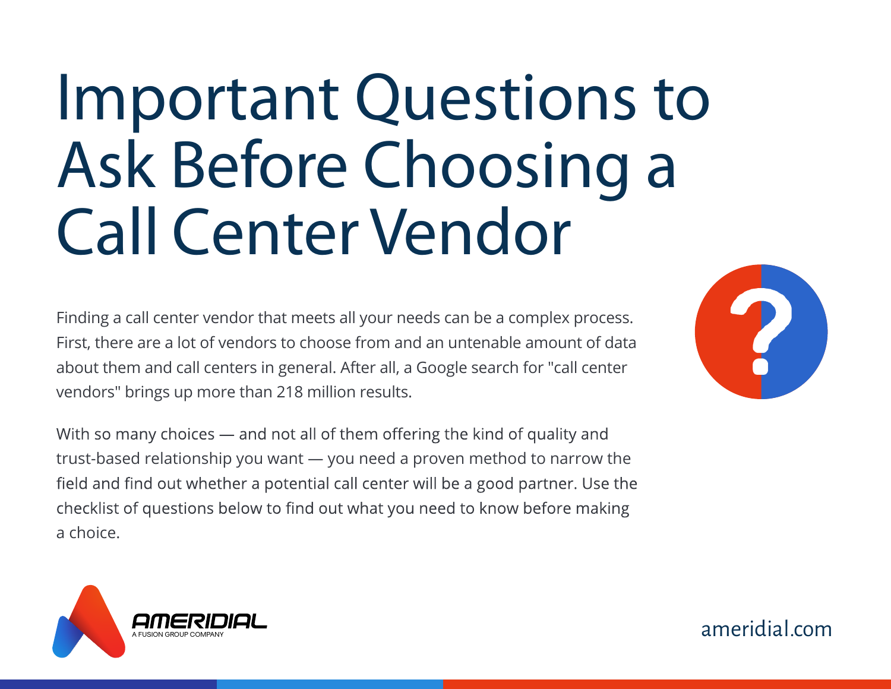# Important Questions to Ask Before Choosing a Call Center Vendor

Finding a call center vendor that meets all your needs can be a complex process. First, there are a lot of vendors to choose from and an untenable amount of data about them and call centers in general. After all, a Google search for "call center vendors" brings up more than 218 million results.

With so many choices — and not all of them offering the kind of quality and trust-based relationship you want — you need a proven method to narrow the field and find out whether a potential call center will be a good partner. Use the checklist of questions below to find out what you need to know before making a choice.

AMERIDIAL
A FUSION GROUP COMPANY

ameridial.com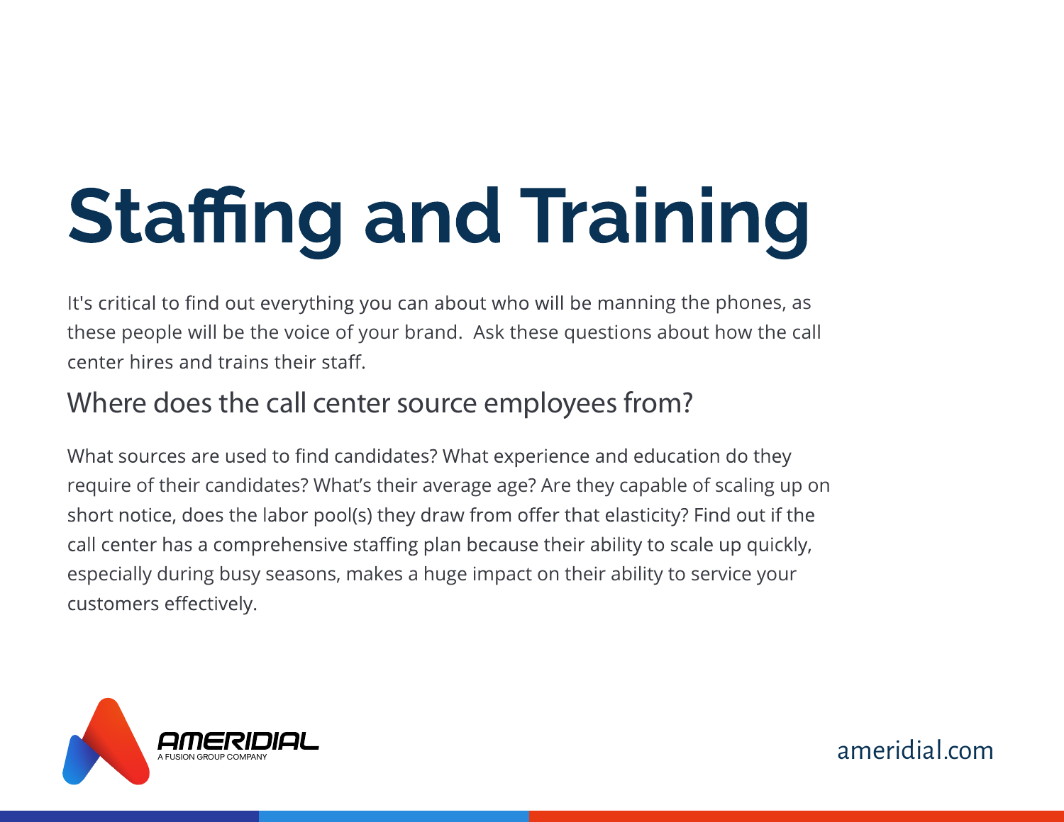# Staffing and Training

It's critical to find out everything you can about who will be manning the phones, as these people will be the voice of your brand.  Ask these questions about how the call center hires and trains their staff.

## Where does the call center source employees from?

What sources are used to find candidates? What experience and education do they require of their candidates? What's their average age? Are they capable of scaling up on short notice, does the labor pool(s) they draw from offer that elasticity? Find out if the call center has a comprehensive staffing plan because their ability to scale up quickly, especially during busy seasons, makes a huge impact on their ability to service your customers effectively.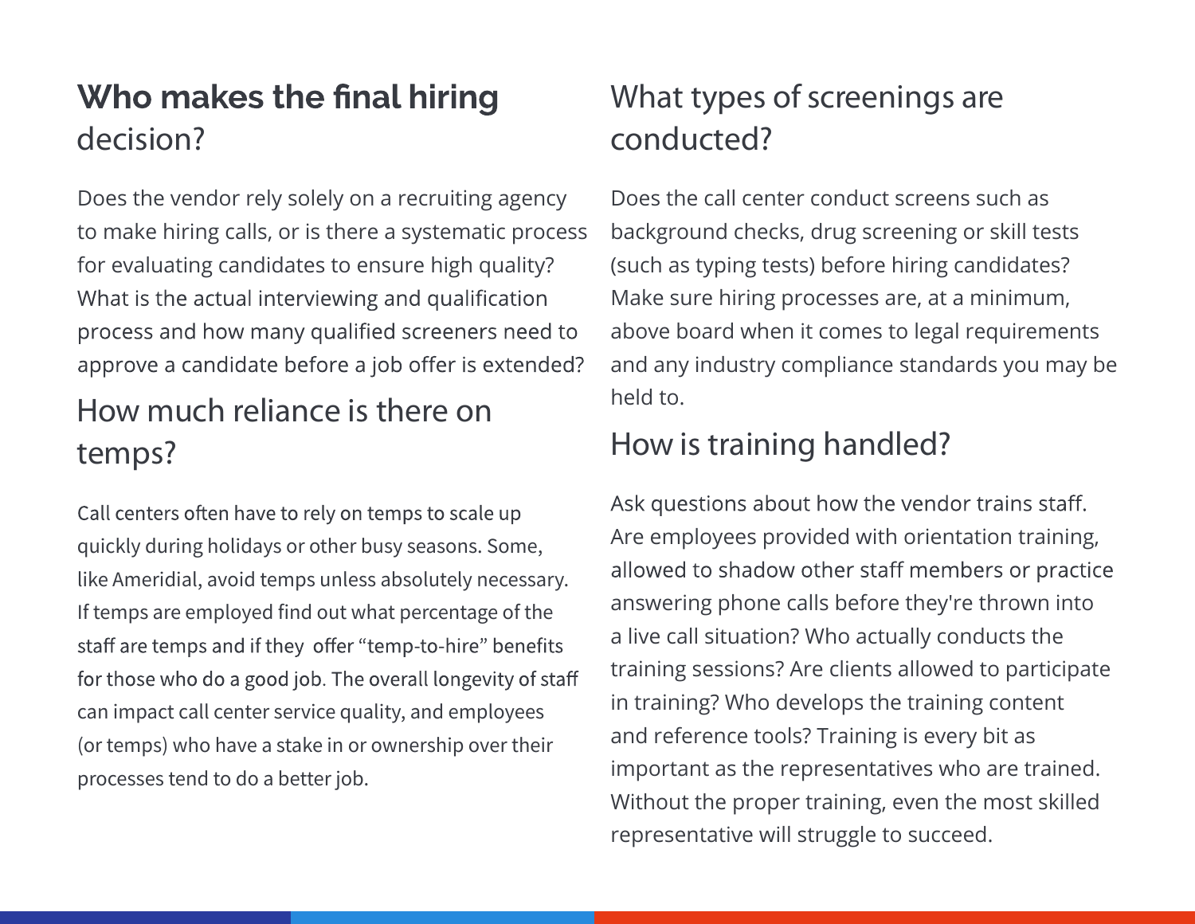## **Who makes the final hiring** decision?

Does the vendor rely solely on a recruiting agency to make hiring calls, or is there a systematic process for evaluating candidates to ensure high quality? What is the actual interviewing and qualification process and how many qualified screeners need to approve a candidate before a job offer is extended?

## How much reliance is there on temps?

Call centers often have to rely on temps to scale up quickly during holidays or other busy seasons. Some, like Ameridial, avoid temps unless absolutely necessary. If temps are employed find out what percentage of the staff are temps and if they offer "temp-to-hire" benefits for those who do a good job. The overall longevity of staff can impact call center service quality, and employees (or temps) who have a stake in or ownership over their processes tend to do a better job.

## What types of screenings are conducted?

Does the call center conduct screens such as background checks, drug screening or skill tests (such as typing tests) before hiring candidates? Make sure hiring processes are, at a minimum, above board when it comes to legal requirements and any industry compliance standards you may be held to.

## How is training handled?

Ask questions about how the vendor trains staff. Are employees provided with orientation training, allowed to shadow other staff members or practice answering phone calls before they're thrown into a live call situation? Who actually conducts the training sessions? Are clients allowed to participate in training? Who develops the training content and reference tools? Training is every bit as important as the representatives who are trained. Without the proper training, even the most skilled representative will struggle to succeed.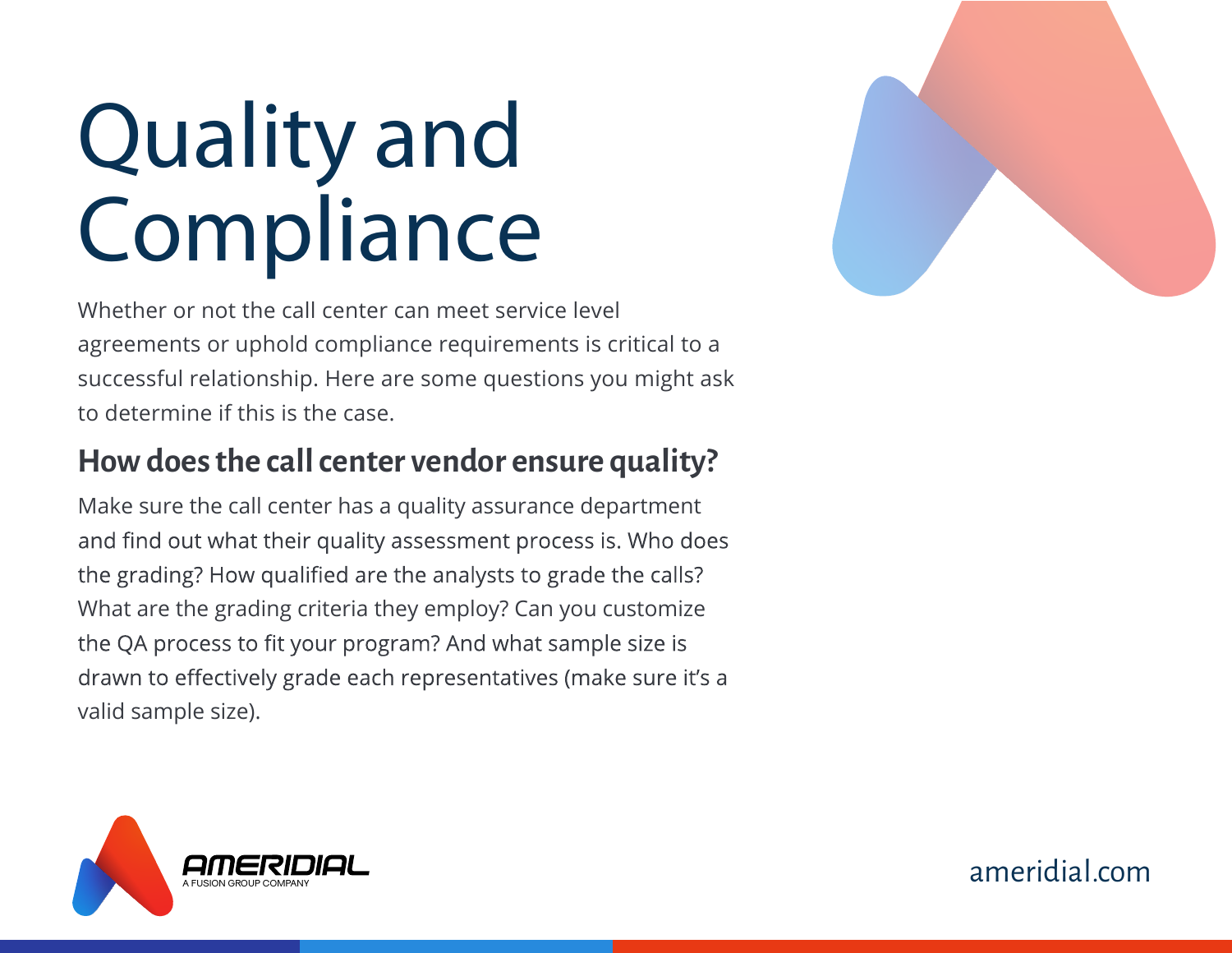# Quality and Compliance

Whether or not the call center can meet service level agreements or uphold compliance requirements is critical to a successful relationship. Here are some questions you might ask to determine if this is the case.

## How does the call center vendor ensure quality?

Make sure the call center has a quality assurance department and find out what their quality assessment process is. Who does the grading? How qualified are the analysts to grade the calls? What are the grading criteria they employ? Can you customize the QA process to fit your program? And what sample size is drawn to effectively grade each representatives (make sure it's a valid sample size).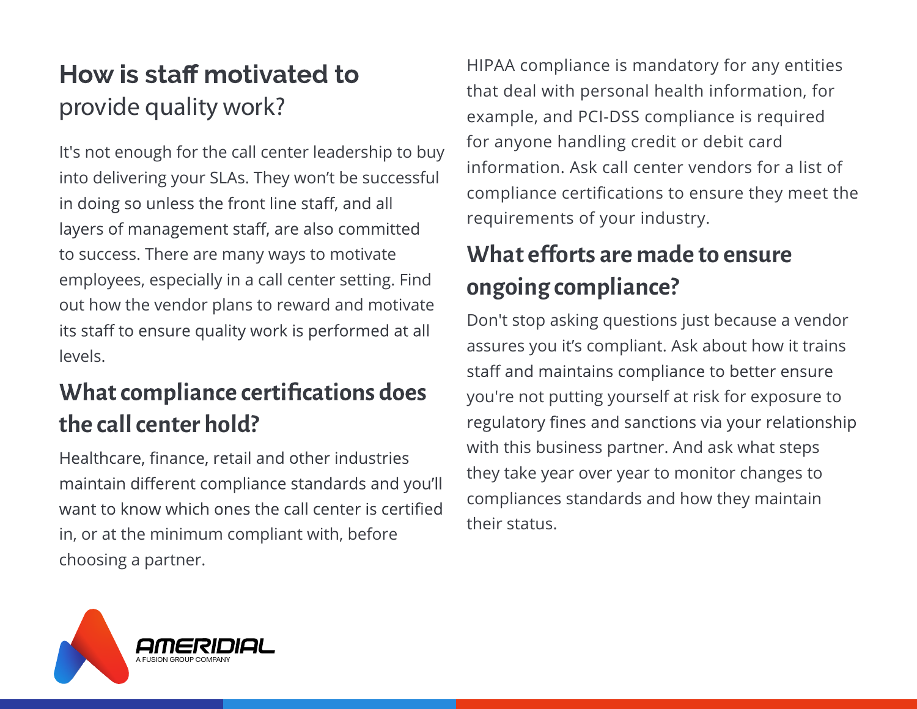## How is staff motivated to provide quality work?

It's not enough for the call center leadership to buy into delivering your SLAs. They won't be successful in doing so unless the front line staff, and all layers of management staff, are also committed to success. There are many ways to motivate employees, especially in a call center setting. Find out how the vendor plans to reward and motivate its staff to ensure quality work is performed at all levels.

## What compliance certifications does the call center hold?

Healthcare, finance, retail and other industries maintain different compliance standards and you'll want to know which ones the call center is certified in, or at the minimum compliant with, before choosing a partner.

HIPAA compliance is mandatory for any entities that deal with personal health information, for example, and PCI-DSS compliance is required for anyone handling credit or debit card information. Ask call center vendors for a list of compliance certifications to ensure they meet the requirements of your industry.

## What efforts are made to ensure ongoing compliance?

Don't stop asking questions just because a vendor assures you it's compliant. Ask about how it trains staff and maintains compliance to better ensure you're not putting yourself at risk for exposure to regulatory fines and sanctions via your relationship with this business partner. And ask what steps they take year over year to monitor changes to compliances standards and how they maintain their status.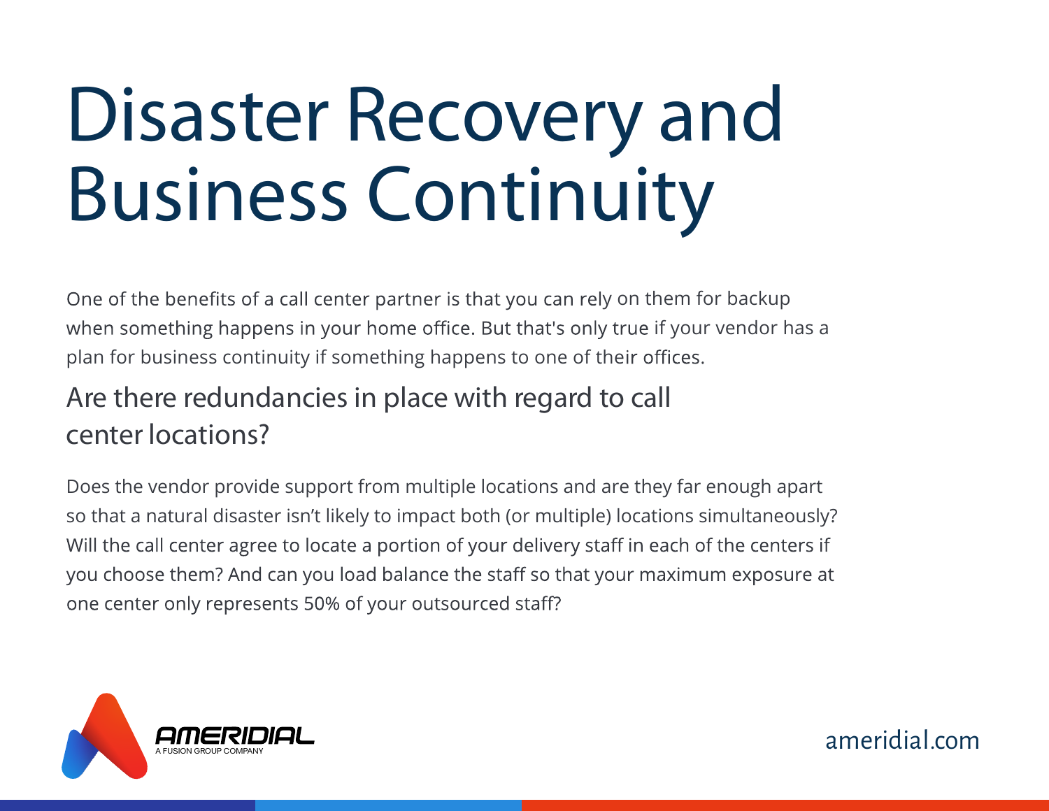# Disaster Recovery and Business Continuity

One of the benefits of a call center partner is that you can rely on them for backup when something happens in your home office. But that's only true if your vendor has a plan for business continuity if something happens to one of their offices.

## Are there redundancies in place with regard to call center locations?

Does the vendor provide support from multiple locations and are they far enough apart so that a natural disaster isn't likely to impact both (or multiple) locations simultaneously? Will the call center agree to locate a portion of your delivery staff in each of the centers if you choose them? And can you load balance the staff so that your maximum exposure at one center only represents 50% of your outsourced staff?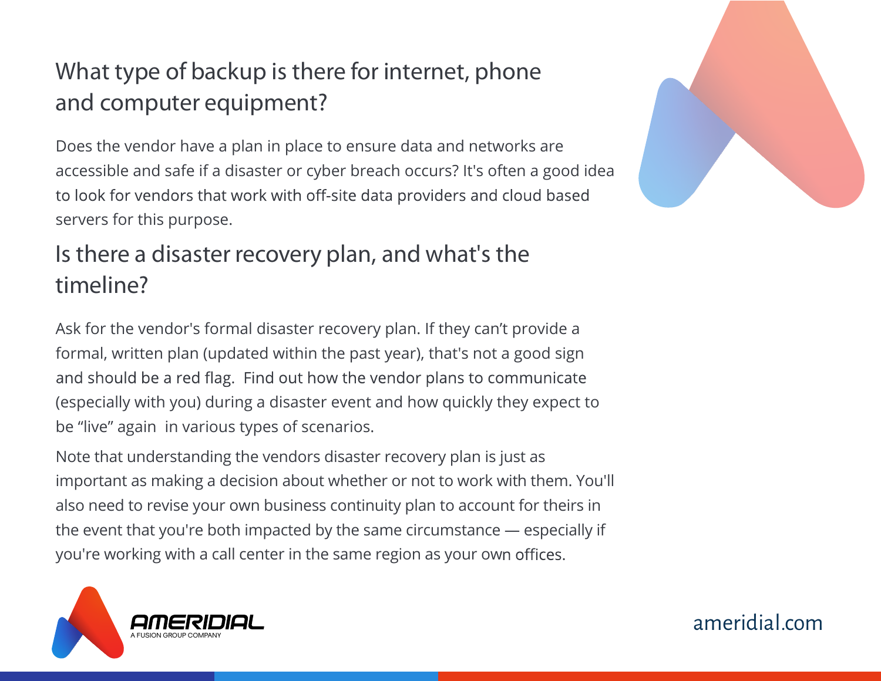## What type of backup is there for internet, phone and computer equipment?

Does the vendor have a plan in place to ensure data and networks are accessible and safe if a disaster or cyber breach occurs? It's often a good idea to look for vendors that work with off-site data providers and cloud based servers for this purpose.

## Is there a disaster recovery plan, and what's the timeline?

Ask for the vendor's formal disaster recovery plan. If they can't provide a formal, written plan (updated within the past year), that's not a good sign and should be a red flag. Find out how the vendor plans to communicate (especially with you) during a disaster event and how quickly they expect to be "live" again in various types of scenarios.

Note that understanding the vendors disaster recovery plan is just as important as making a decision about whether or not to work with them. You'll also need to revise your own business continuity plan to account for theirs in the event that you're both impacted by the same circumstance — especially if you're working with a call center in the same region as your own offices.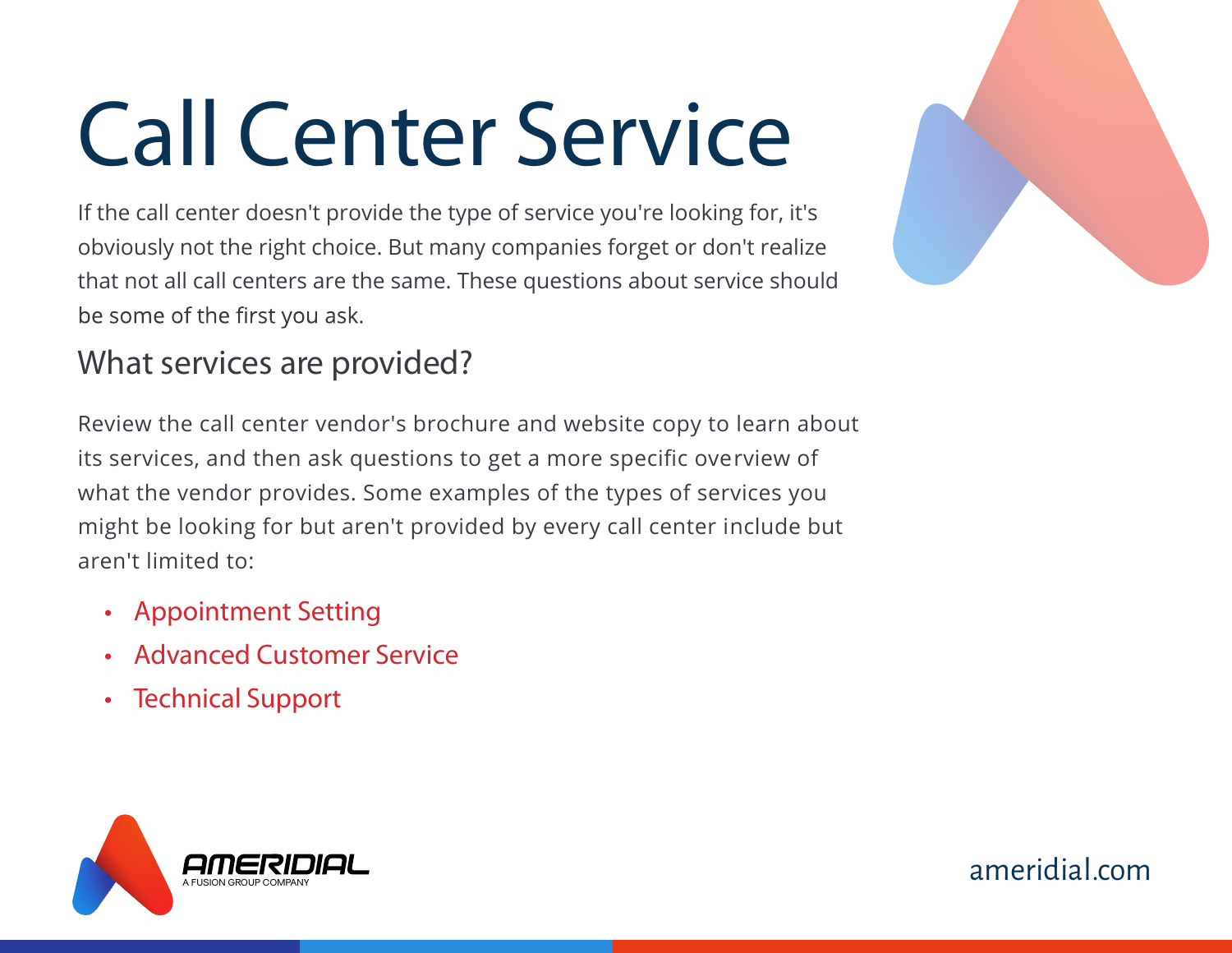# Call Center Service

If the call center doesn't provide the type of service you're looking for, it's obviously not the right choice. But many companies forget or don't realize that not all call centers are the same. These questions about service should be some of the first you ask.

## What services are provided?

Review the call center vendor's brochure and website copy to learn about its services, and then ask questions to get a more specific overview of what the vendor provides. Some examples of the types of services you might be looking for but aren't provided by every call center include but aren't limited to:

- Appointment Setting
- Advanced Customer Service
- Technical Support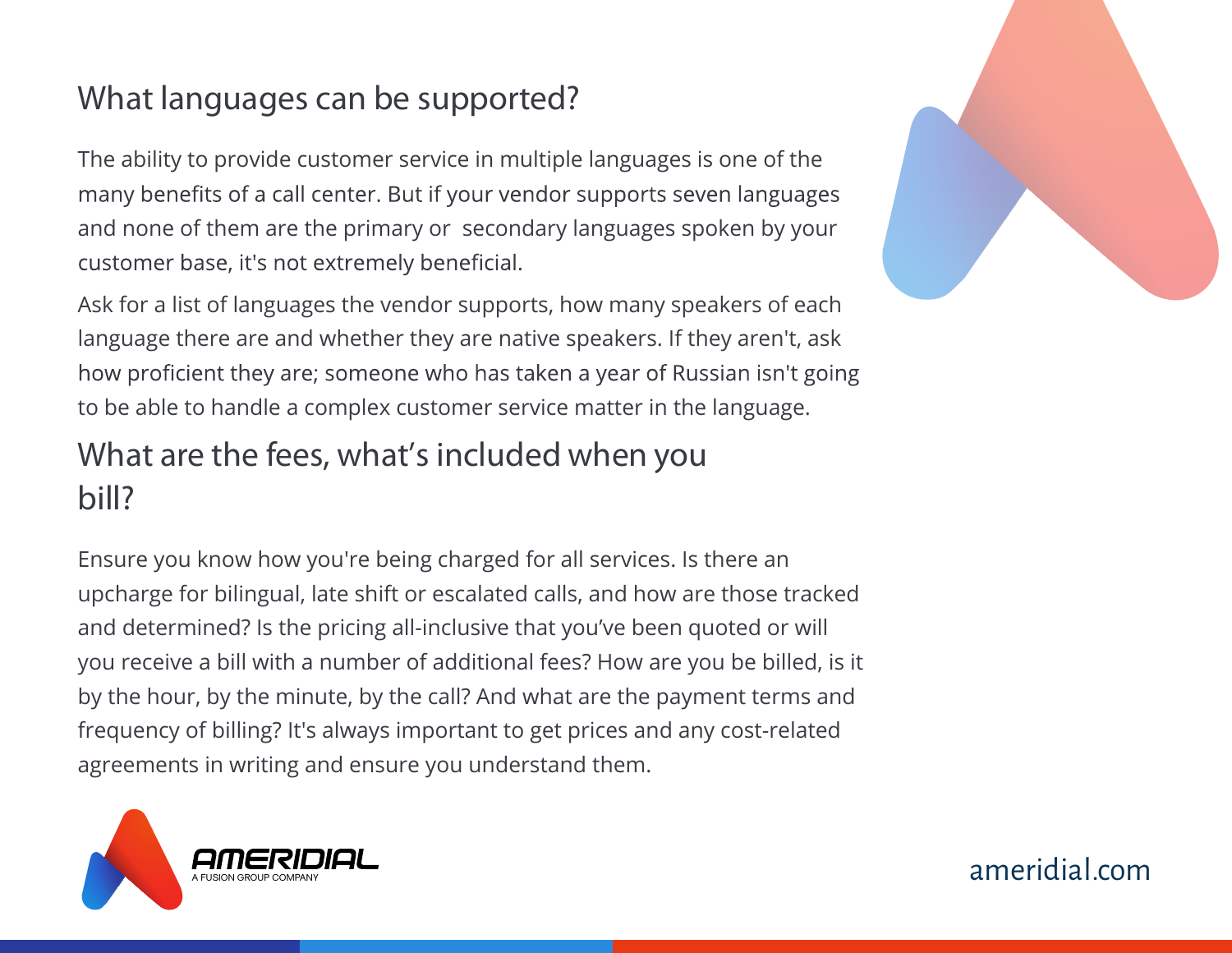## What languages can be supported?

The ability to provide customer service in multiple languages is one of the many benefits of a call center. But if your vendor supports seven languages and none of them are the primary or secondary languages spoken by your customer base, it's not extremely beneficial.

Ask for a list of languages the vendor supports, how many speakers of each language there are and whether they are native speakers. If they aren't, ask how proficient they are; someone who has taken a year of Russian isn't going to be able to handle a complex customer service matter in the language.

## What are the fees, what's included when you bill?

Ensure you know how you're being charged for all services. Is there an upcharge for bilingual, late shift or escalated calls, and how are those tracked and determined? Is the pricing all-inclusive that you've been quoted or will you receive a bill with a number of additional fees? How are you be billed, is it by the hour, by the minute, by the call? And what are the payment terms and frequency of billing? It's always important to get prices and any cost-related agreements in writing and ensure you understand them.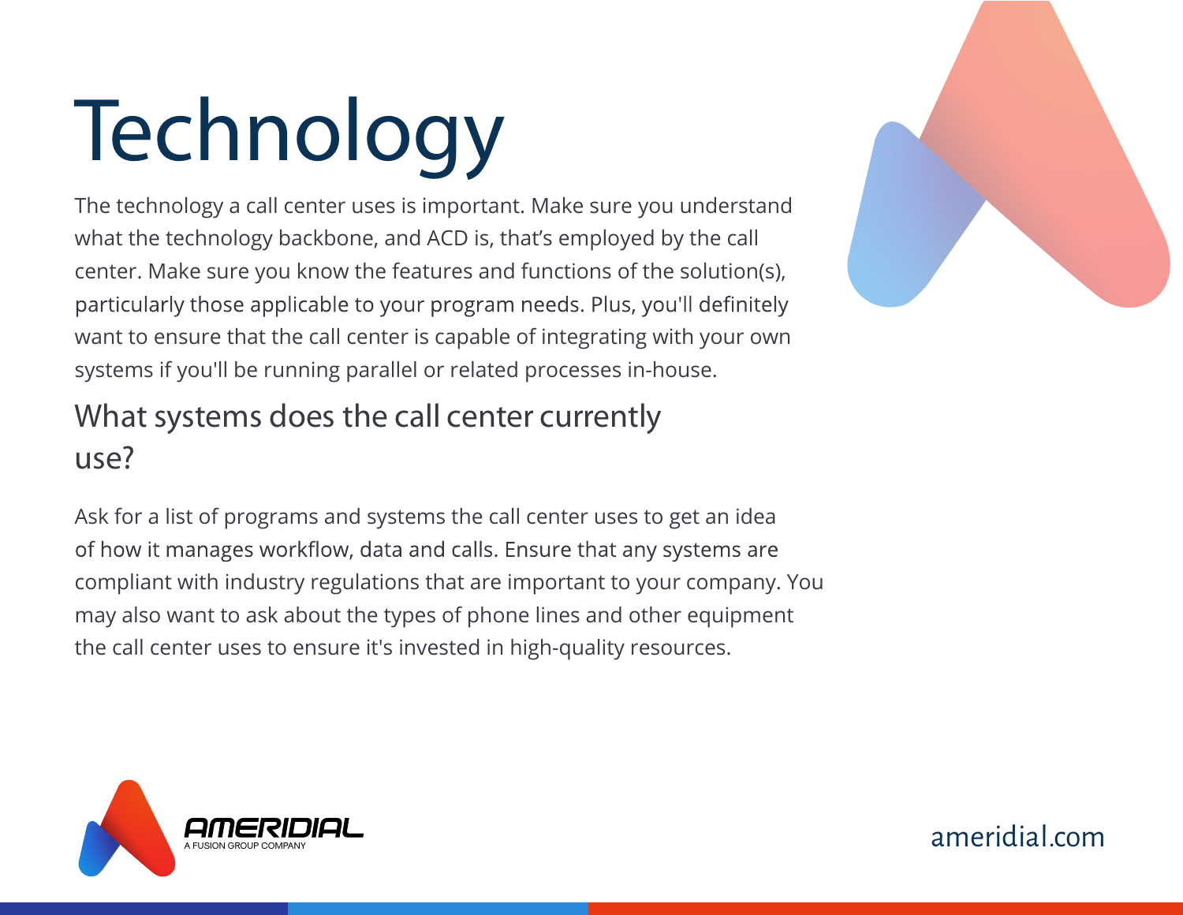# Technology

The technology a call center uses is important. Make sure you understand what the technology backbone, and ACD is, that's employed by the call center. Make sure you know the features and functions of the solution(s), particularly those applicable to your program needs. Plus, you'll definitely want to ensure that the call center is capable of integrating with your own systems if you'll be running parallel or related processes in-house.

## What systems does the call center currently use?

Ask for a list of programs and systems the call center uses to get an idea of how it manages workflow, data and calls. Ensure that any systems are compliant with industry regulations that are important to your company. You may also want to ask about the types of phone lines and other equipment the call center uses to ensure it's invested in high-quality resources.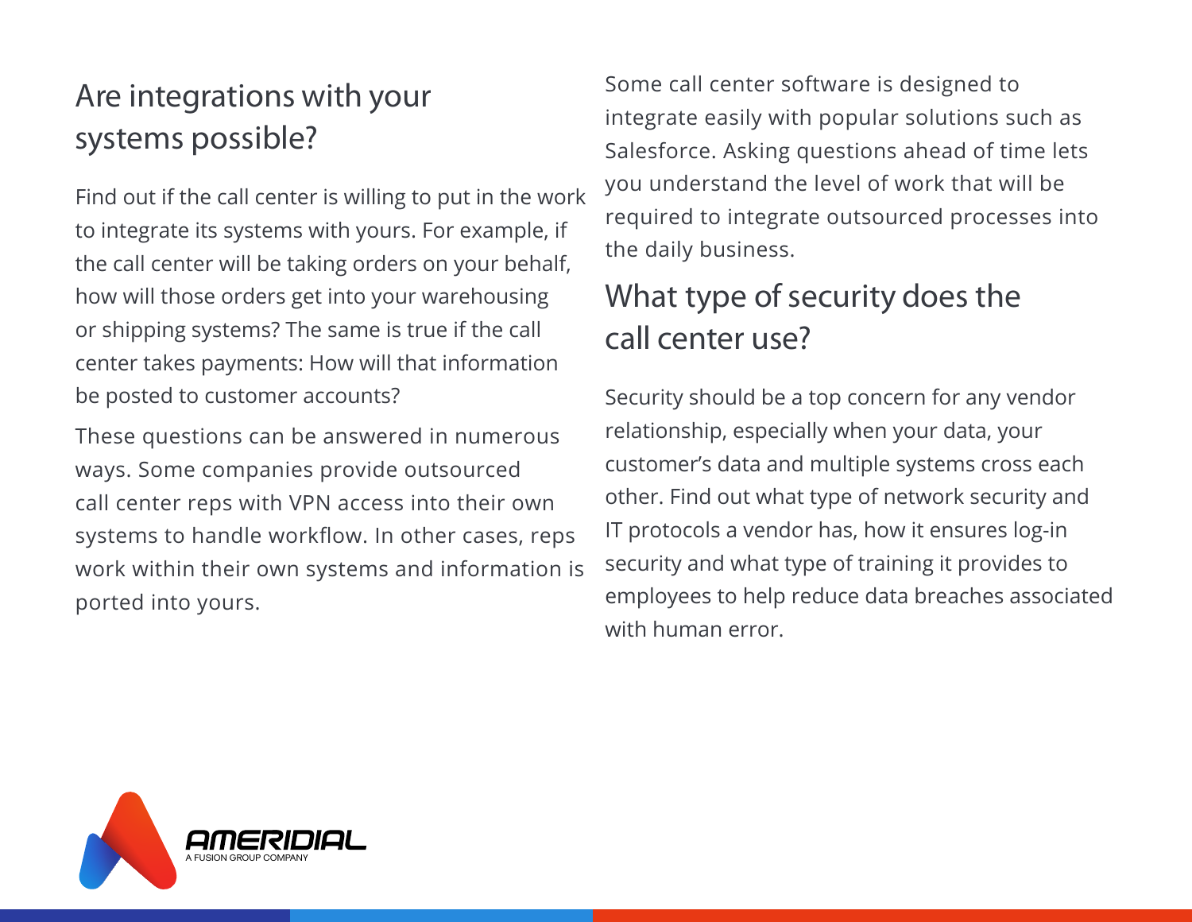## Are integrations with your systems possible?

Find out if the call center is willing to put in the work to integrate its systems with yours. For example, if the call center will be taking orders on your behalf, how will those orders get into your warehousing or shipping systems? The same is true if the call center takes payments: How will that information be posted to customer accounts?

These questions can be answered in numerous ways. Some companies provide outsourced call center reps with VPN access into their own systems to handle workflow. In other cases, reps work within their own systems and information is ported into yours.

Some call center software is designed to integrate easily with popular solutions such as Salesforce. Asking questions ahead of time lets you understand the level of work that will be required to integrate outsourced processes into the daily business.

## What type of security does the call center use?

Security should be a top concern for any vendor relationship, especially when your data, your customer's data and multiple systems cross each other. Find out what type of network security and IT protocols a vendor has, how it ensures log-in security and what type of training it provides to employees to help reduce data breaches associated with human error.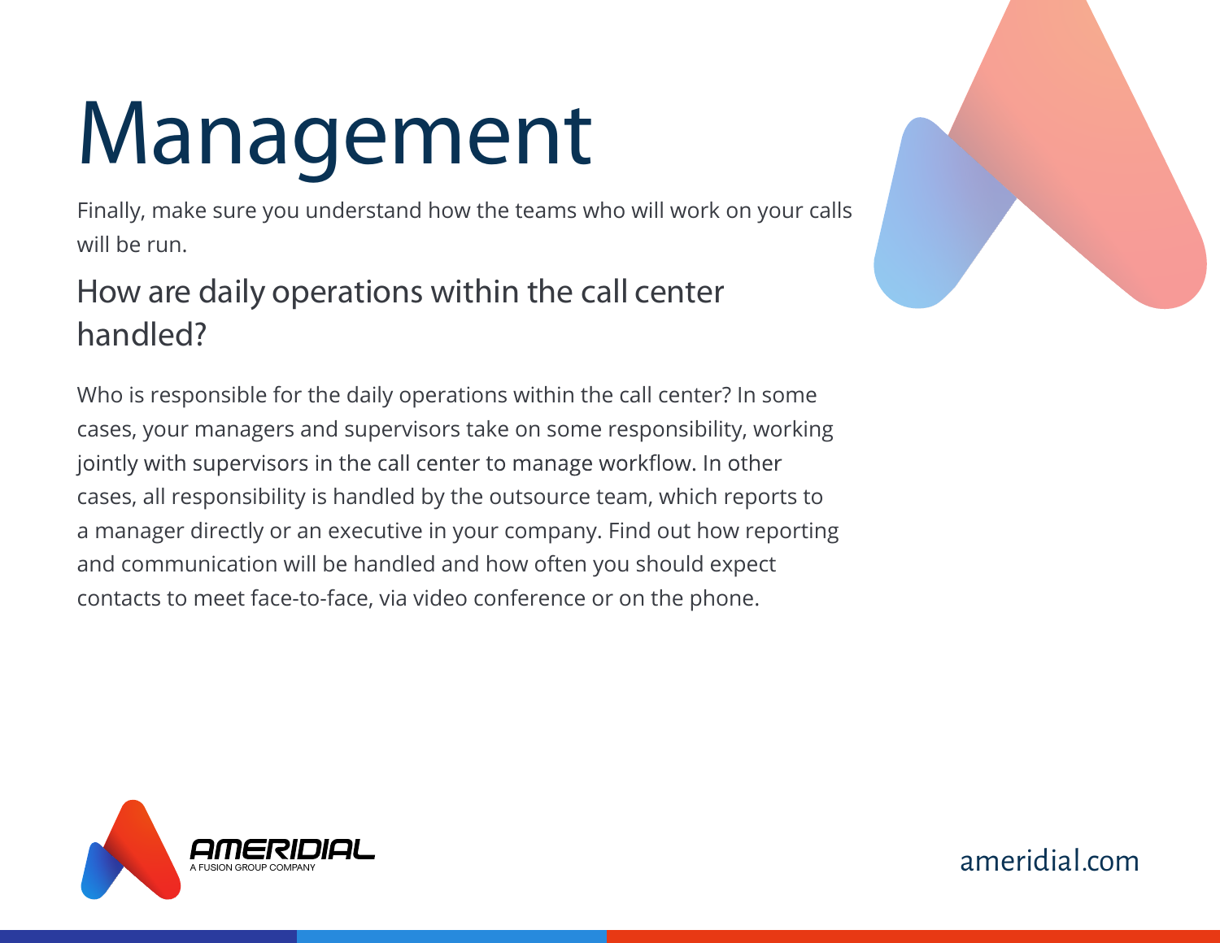# Management

Finally, make sure you understand how the teams who will work on your calls will be run.

## How are daily operations within the call center handled?

Who is responsible for the daily operations within the call center? In some cases, your managers and supervisors take on some responsibility, working jointly with supervisors in the call center to manage workflow. In other cases, all responsibility is handled by the outsource team, which reports to a manager directly or an executive in your company. Find out how reporting and communication will be handled and how often you should expect contacts to meet face-to-face, via video conference or on the phone.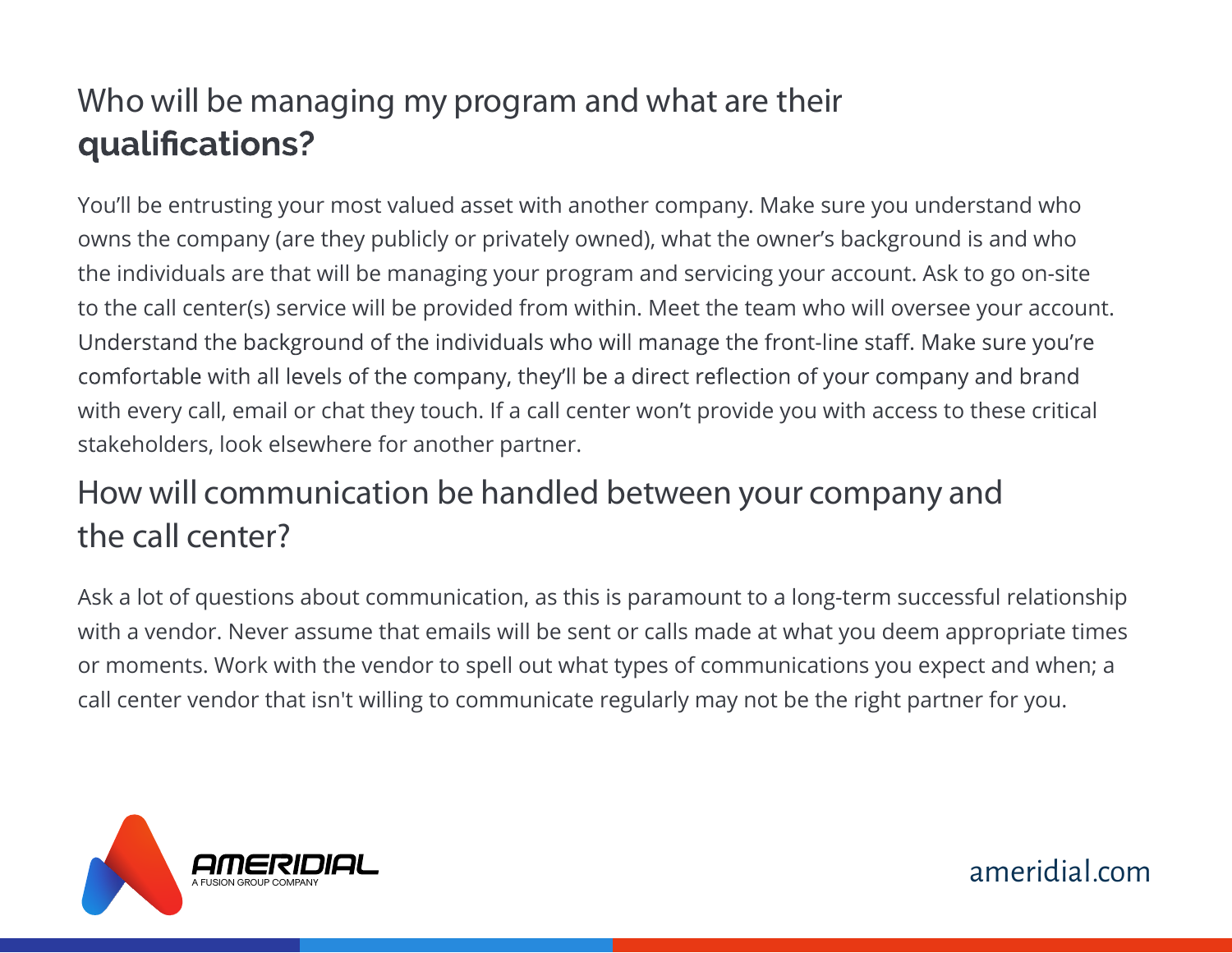## Who will be managing my program and what are their **qualifications?**

You'll be entrusting your most valued asset with another company. Make sure you understand who owns the company (are they publicly or privately owned), what the owner's background is and who the individuals are that will be managing your program and servicing your account. Ask to go on-site to the call center(s) service will be provided from within. Meet the team who will oversee your account. Understand the background of the individuals who will manage the front-line staff. Make sure you're comfortable with all levels of the company, they'll be a direct reflection of your company and brand with every call, email or chat they touch. If a call center won't provide you with access to these critical stakeholders, look elsewhere for another partner.

## How will communication be handled between your company and the call center?

Ask a lot of questions about communication, as this is paramount to a long-term successful relationship with a vendor. Never assume that emails will be sent or calls made at what you deem appropriate times or moments. Work with the vendor to spell out what types of communications you expect and when; a call center vendor that isn't willing to communicate regularly may not be the right partner for you.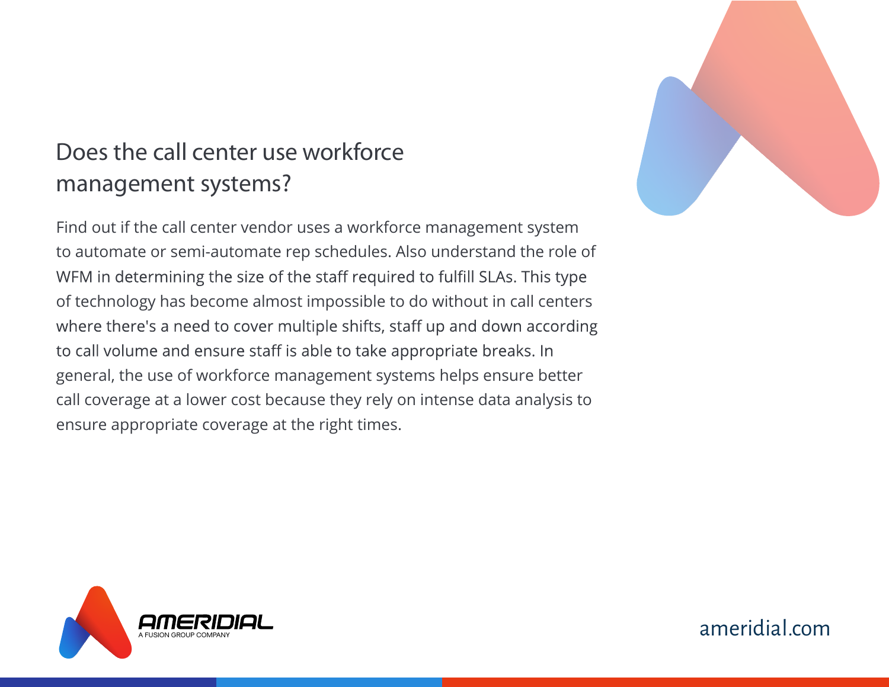## Does the call center use workforce management systems?

Find out if the call center vendor uses a workforce management system to automate or semi-automate rep schedules. Also understand the role of WFM in determining the size of the staff required to fulfill SLAs. This type of technology has become almost impossible to do without in call centers where there's a need to cover multiple shifts, staff up and down according to call volume and ensure staff is able to take appropriate breaks. In general, the use of workforce management systems helps ensure better call coverage at a lower cost because they rely on intense data analysis to ensure appropriate coverage at the right times.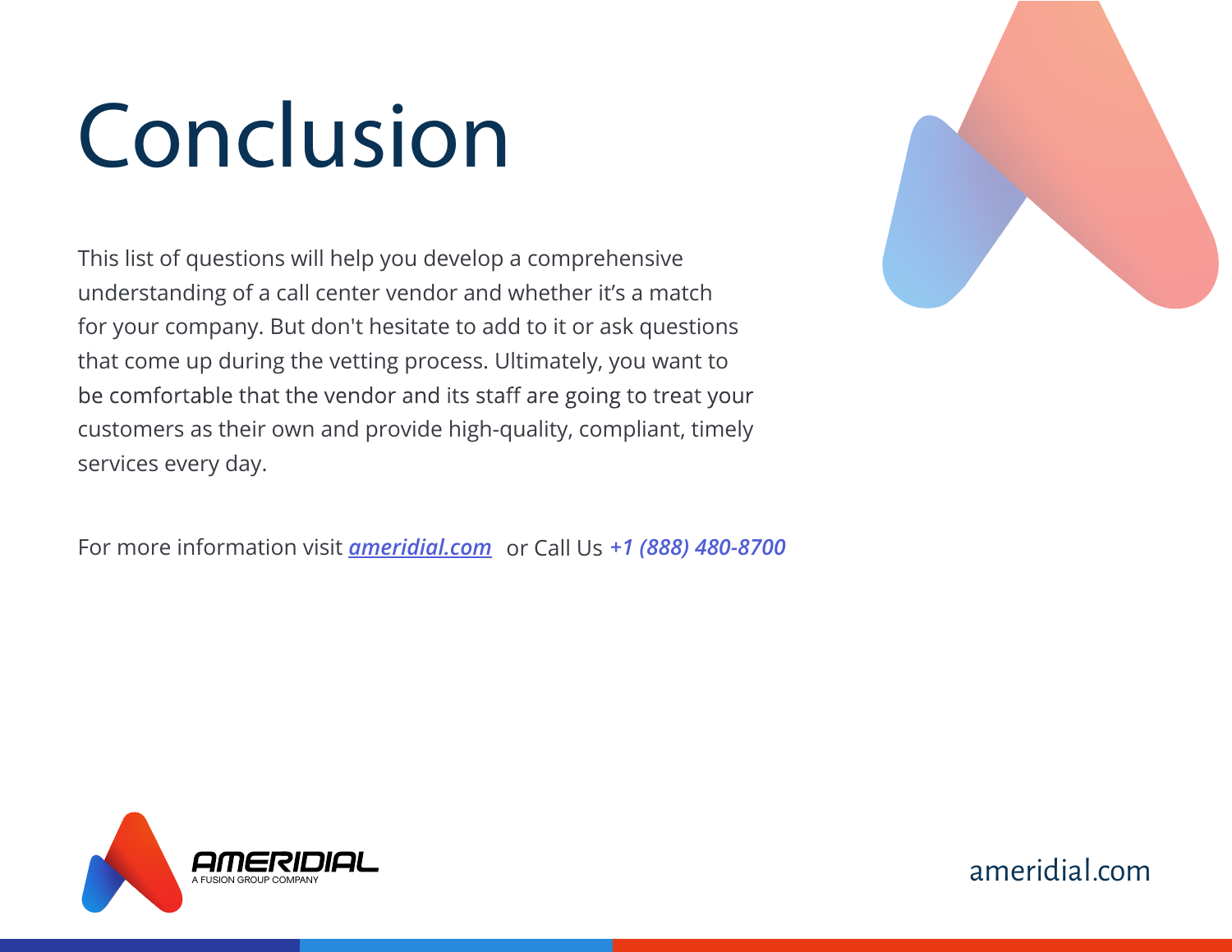# Conclusion

This list of questions will help you develop a comprehensive understanding of a call center vendor and whether it's a match for your company. But don't hesitate to add to it or ask questions that come up during the vetting process. Ultimately, you want to be comfortable that the vendor and its staff are going to treat your customers as their own and provide high-quality, compliant, timely services every day.

For more information visit ***ameridial.com*** or Call Us ***+1 (888) 480-8700***